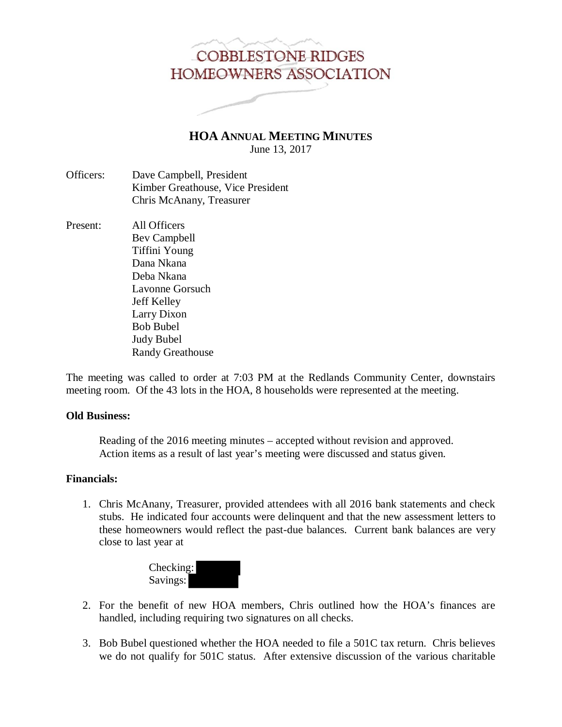# COBBLESTONE RIDGES HOMEOWNERS ASSOCIATION

## HOA ANNUAL MEETING MINUTES

June 13, 2017

Officers: Dave Campbell, President
Kimber Greathouse, Vice President
Chris McAnany, Treasurer

Present: All Officers
Bev Campbell
Tiffini Young
Dana Nkana
Deba Nkana
Lavonne Gorsuch
Jeff Kelley
Larry Dixon
Bob Bubel
Judy Bubel
Randy Greathouse

The meeting was called to order at 7:03 PM at the Redlands Community Center, downstairs meeting room. Of the 43 lots in the HOA, 8 households were represented at the meeting.

**Old Business:**

Reading of the 2016 meeting minutes – accepted without revision and approved.
Action items as a result of last year's meeting were discussed and status given.

**Financials:**

1. Chris McAnany, Treasurer, provided attendees with all 2016 bank statements and check stubs. He indicated four accounts were delinquent and that the new assessment letters to these homeowners would reflect the past-due balances. Current bank balances are very close to last year at

   Checking:
   Savings:

2. For the benefit of new HOA members, Chris outlined how the HOA's finances are handled, including requiring two signatures on all checks.

3. Bob Bubel questioned whether the HOA needed to file a 501C tax return. Chris believes we do not qualify for 501C status. After extensive discussion of the various charitable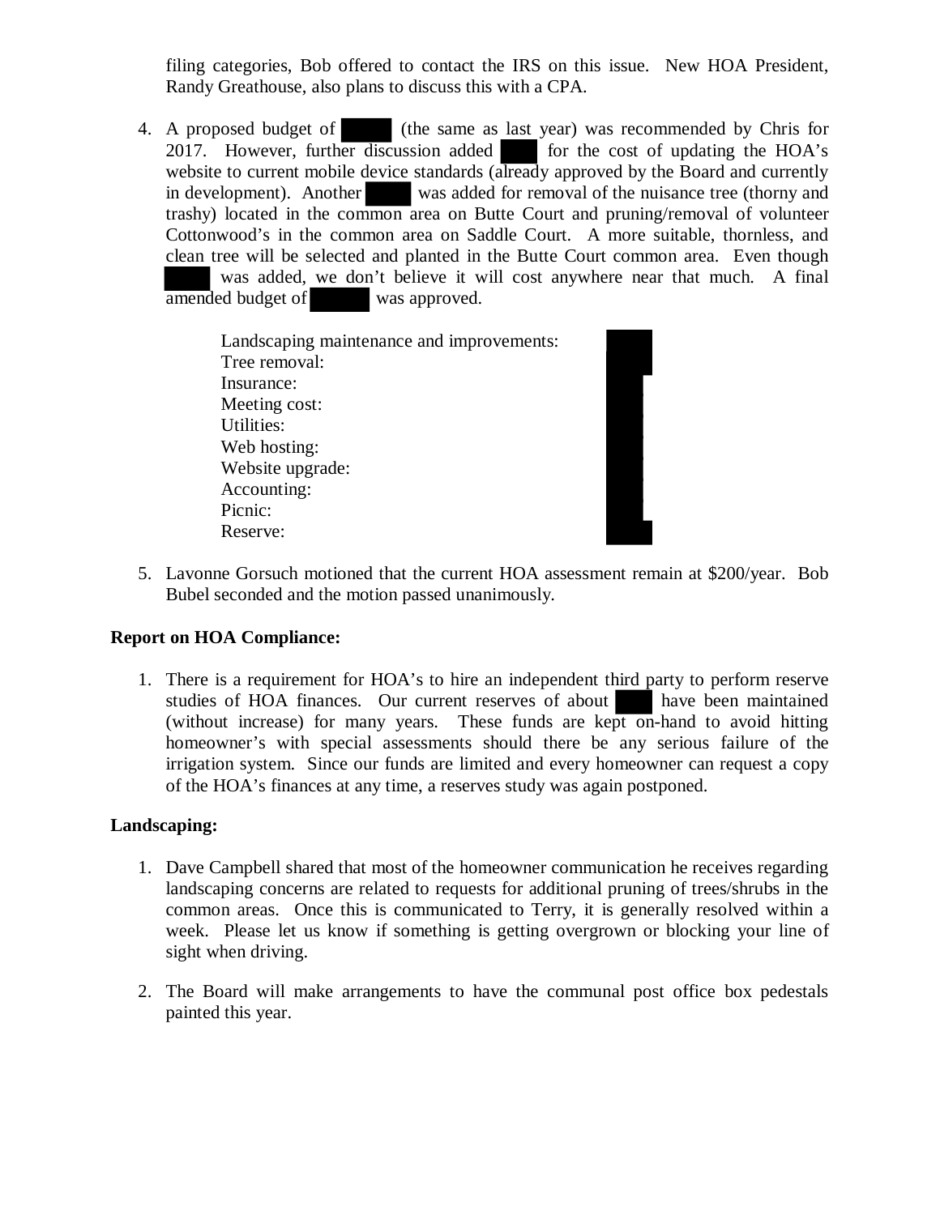filing categories, Bob offered to contact the IRS on this issue. New HOA President, Randy Greathouse, also plans to discuss this with a CPA.

4. A proposed budget of [redacted] (the same as last year) was recommended by Chris for 2017. However, further discussion added [redacted] for the cost of updating the HOA's website to current mobile device standards (already approved by the Board and currently in development). Another [redacted] was added for removal of the nuisance tree (thorny and trashy) located in the common area on Butte Court and pruning/removal of volunteer Cottonwood's in the common area on Saddle Court. A more suitable, thornless, and clean tree will be selected and planted in the Butte Court common area. Even though [redacted] was added, we don't believe it will cost anywhere near that much. A final amended budget of [redacted] was approved.

   Landscaping maintenance and improvements: [redacted]
   Tree removal: [redacted]
   Insurance: [redacted]
   Meeting cost: [redacted]
   Utilities: [redacted]
   Web hosting: [redacted]
   Website upgrade: [redacted]
   Accounting: [redacted]
   Picnic: [redacted]
   Reserve: [redacted]

5. Lavonne Gorsuch motioned that the current HOA assessment remain at $200/year. Bob Bubel seconded and the motion passed unanimously.

**Report on HOA Compliance:**

1. There is a requirement for HOA's to hire an independent third party to perform reserve studies of HOA finances. Our current reserves of about [redacted] have been maintained (without increase) for many years. These funds are kept on-hand to avoid hitting homeowner's with special assessments should there be any serious failure of the irrigation system. Since our funds are limited and every homeowner can request a copy of the HOA's finances at any time, a reserves study was again postponed.

**Landscaping:**

1. Dave Campbell shared that most of the homeowner communication he receives regarding landscaping concerns are related to requests for additional pruning of trees/shrubs in the common areas. Once this is communicated to Terry, it is generally resolved within a week. Please let us know if something is getting overgrown or blocking your line of sight when driving.

2. The Board will make arrangements to have the communal post office box pedestals painted this year.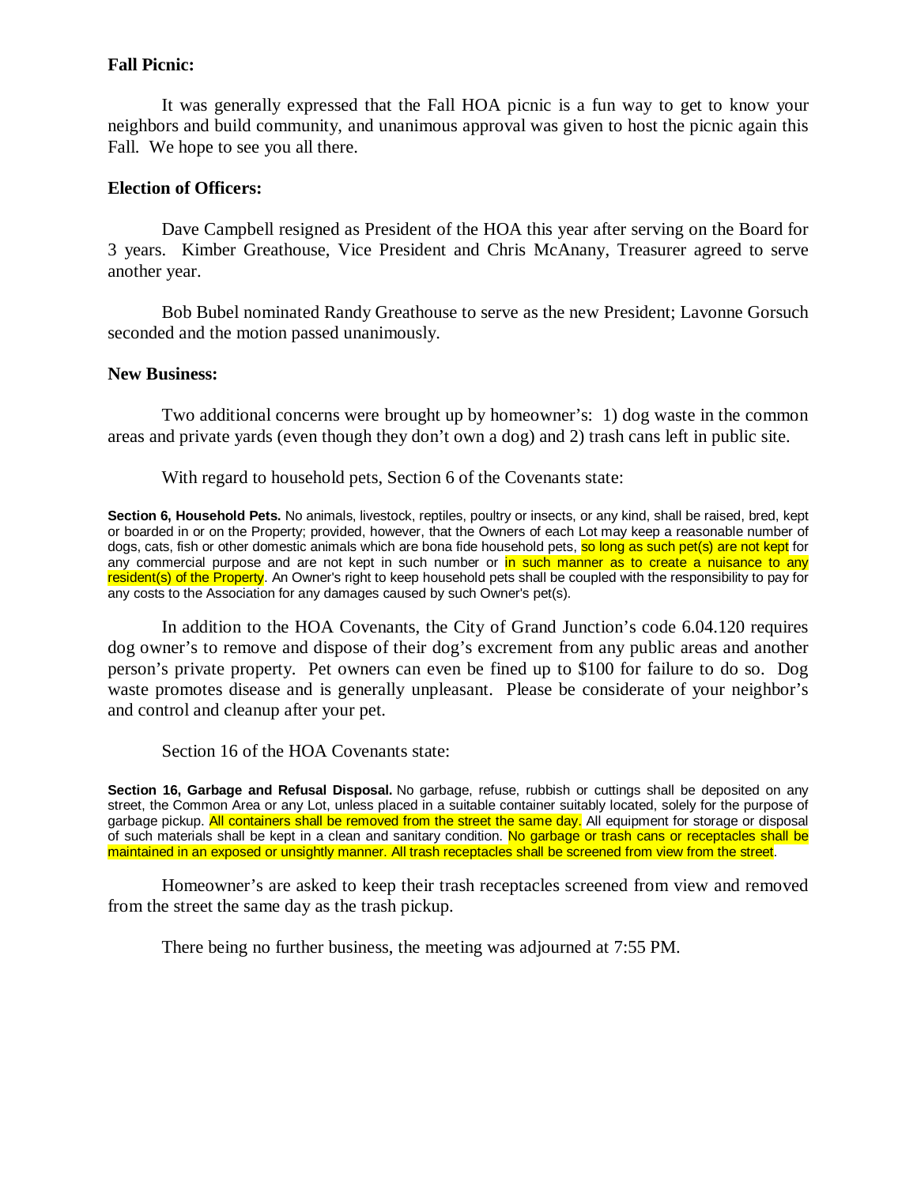**Fall Picnic:**

It was generally expressed that the Fall HOA picnic is a fun way to get to know your neighbors and build community, and unanimous approval was given to host the picnic again this Fall. We hope to see you all there.

**Election of Officers:**

Dave Campbell resigned as President of the HOA this year after serving on the Board for 3 years. Kimber Greathouse, Vice President and Chris McAnany, Treasurer agreed to serve another year.

Bob Bubel nominated Randy Greathouse to serve as the new President; Lavonne Gorsuch seconded and the motion passed unanimously.

**New Business:**

Two additional concerns were brought up by homeowner's: 1) dog waste in the common areas and private yards (even though they don't own a dog) and 2) trash cans left in public site.

With regard to household pets, Section 6 of the Covenants state:

**Section 6, Household Pets.** No animals, livestock, reptiles, poultry or insects, or any kind, shall be raised, bred, kept or boarded in or on the Property; provided, however, that the Owners of each Lot may keep a reasonable number of dogs, cats, fish or other domestic animals which are bona fide household pets, so long as such pet(s) are not kept for any commercial purpose and are not kept in such number or in such manner as to create a nuisance to any resident(s) of the Property. An Owner's right to keep household pets shall be coupled with the responsibility to pay for any costs to the Association for any damages caused by such Owner's pet(s).

In addition to the HOA Covenants, the City of Grand Junction's code 6.04.120 requires dog owner's to remove and dispose of their dog's excrement from any public areas and another person's private property. Pet owners can even be fined up to $100 for failure to do so. Dog waste promotes disease and is generally unpleasant. Please be considerate of your neighbor's and control and cleanup after your pet.

Section 16 of the HOA Covenants state:

**Section 16, Garbage and Refusal Disposal.** No garbage, refuse, rubbish or cuttings shall be deposited on any street, the Common Area or any Lot, unless placed in a suitable container suitably located, solely for the purpose of garbage pickup. All containers shall be removed from the street the same day. All equipment for storage or disposal of such materials shall be kept in a clean and sanitary condition. No garbage or trash cans or receptacles shall be maintained in an exposed or unsightly manner. All trash receptacles shall be screened from view from the street.

Homeowner's are asked to keep their trash receptacles screened from view and removed from the street the same day as the trash pickup.

There being no further business, the meeting was adjourned at 7:55 PM.